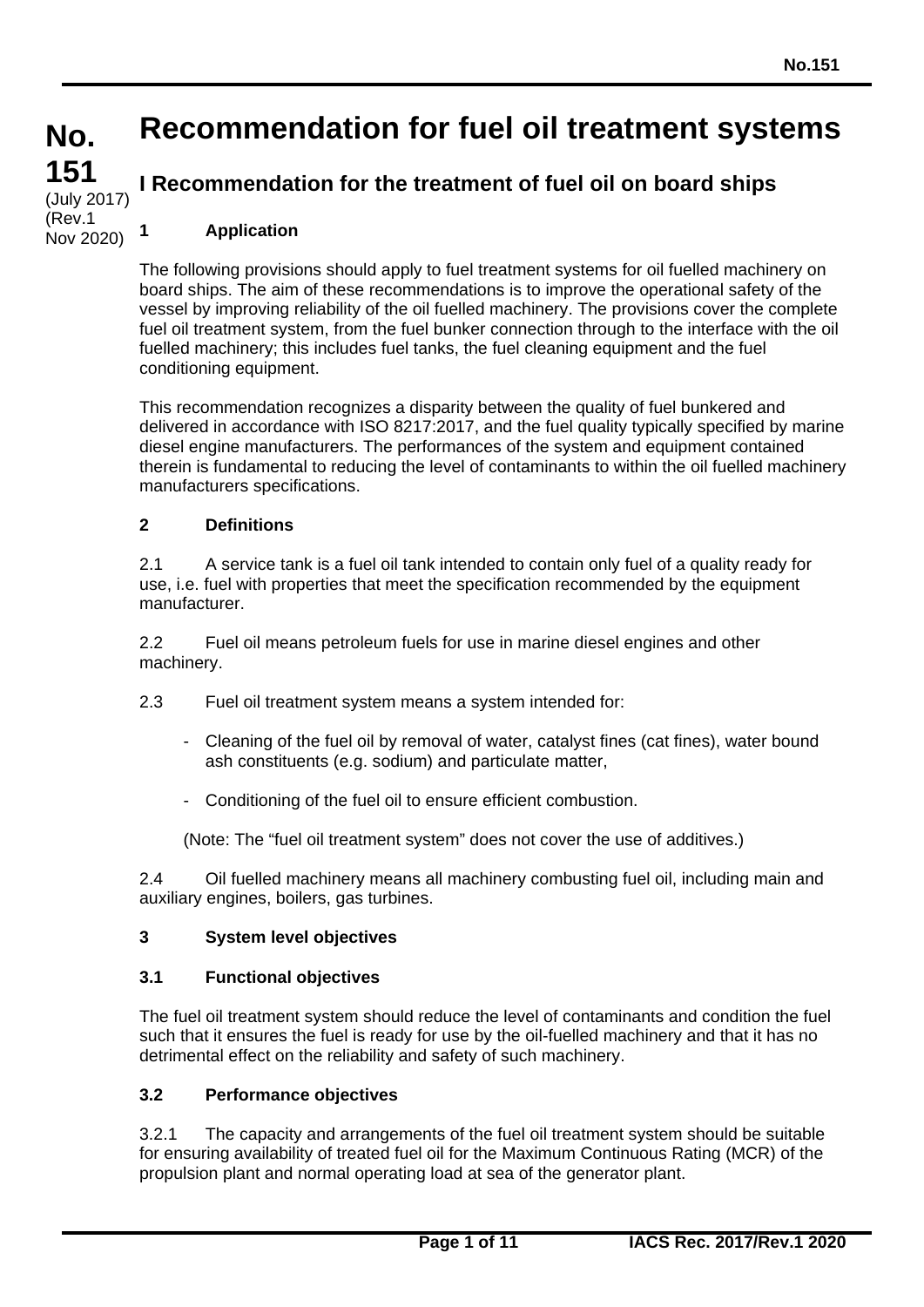**No. 151**
(July 2017)
(Rev.1 Nov 2020)

# Recommendation for fuel oil treatment systems

## I Recommendation for the treatment of fuel oil on board ships

### 1 Application

The following provisions should apply to fuel treatment systems for oil fuelled machinery on board ships. The aim of these recommendations is to improve the operational safety of the vessel by improving reliability of the oil fuelled machinery. The provisions cover the complete fuel oil treatment system, from the fuel bunker connection through to the interface with the oil fuelled machinery; this includes fuel tanks, the fuel cleaning equipment and the fuel conditioning equipment.

This recommendation recognizes a disparity between the quality of fuel bunkered and delivered in accordance with ISO 8217:2017, and the fuel quality typically specified by marine diesel engine manufacturers. The performances of the system and equipment contained therein is fundamental to reducing the level of contaminants to within the oil fuelled machinery manufacturers specifications.

### 2 Definitions

2.1 A service tank is a fuel oil tank intended to contain only fuel of a quality ready for use, i.e. fuel with properties that meet the specification recommended by the equipment manufacturer.

2.2 Fuel oil means petroleum fuels for use in marine diesel engines and other machinery.

2.3 Fuel oil treatment system means a system intended for:

- Cleaning of the fuel oil by removal of water, catalyst fines (cat fines), water bound ash constituents (e.g. sodium) and particulate matter,
- Conditioning of the fuel oil to ensure efficient combustion.

(Note: The "fuel oil treatment system" does not cover the use of additives.)

2.4 Oil fuelled machinery means all machinery combusting fuel oil, including main and auxiliary engines, boilers, gas turbines.

### 3 System level objectives

#### 3.1 Functional objectives

The fuel oil treatment system should reduce the level of contaminants and condition the fuel such that it ensures the fuel is ready for use by the oil-fuelled machinery and that it has no detrimental effect on the reliability and safety of such machinery.

#### 3.2 Performance objectives

3.2.1 The capacity and arrangements of the fuel oil treatment system should be suitable for ensuring availability of treated fuel oil for the Maximum Continuous Rating (MCR) of the propulsion plant and normal operating load at sea of the generator plant.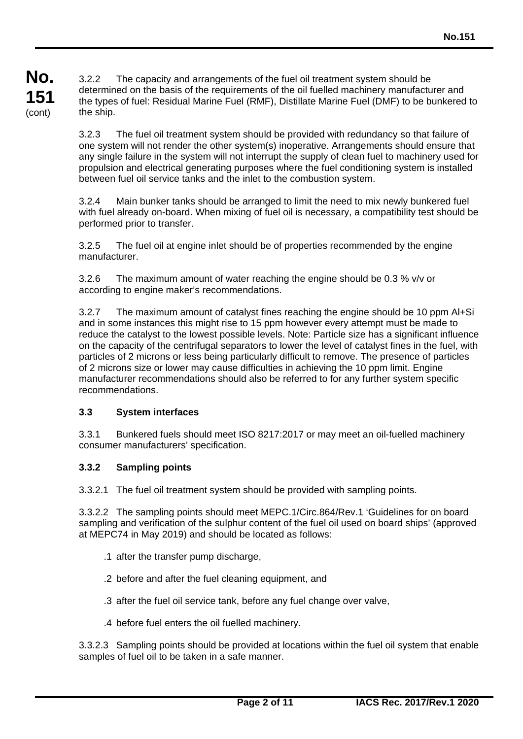3.2.2 The capacity and arrangements of the fuel oil treatment system should be determined on the basis of the requirements of the oil fuelled machinery manufacturer and the types of fuel: Residual Marine Fuel (RMF), Distillate Marine Fuel (DMF) to be bunkered to the ship.

3.2.3 The fuel oil treatment system should be provided with redundancy so that failure of one system will not render the other system(s) inoperative. Arrangements should ensure that any single failure in the system will not interrupt the supply of clean fuel to machinery used for propulsion and electrical generating purposes where the fuel conditioning system is installed between fuel oil service tanks and the inlet to the combustion system.

3.2.4 Main bunker tanks should be arranged to limit the need to mix newly bunkered fuel with fuel already on-board. When mixing of fuel oil is necessary, a compatibility test should be performed prior to transfer.

3.2.5 The fuel oil at engine inlet should be of properties recommended by the engine manufacturer.

3.2.6 The maximum amount of water reaching the engine should be 0.3 % v/v or according to engine maker's recommendations.

3.2.7 The maximum amount of catalyst fines reaching the engine should be 10 ppm Al+Si and in some instances this might rise to 15 ppm however every attempt must be made to reduce the catalyst to the lowest possible levels. Note: Particle size has a significant influence on the capacity of the centrifugal separators to lower the level of catalyst fines in the fuel, with particles of 2 microns or less being particularly difficult to remove. The presence of particles of 2 microns size or lower may cause difficulties in achieving the 10 ppm limit. Engine manufacturer recommendations should also be referred to for any further system specific recommendations.

### 3.3 System interfaces

3.3.1 Bunkered fuels should meet ISO 8217:2017 or may meet an oil-fuelled machinery consumer manufacturers' specification.

#### 3.3.2 Sampling points

3.3.2.1 The fuel oil treatment system should be provided with sampling points.

3.3.2.2 The sampling points should meet MEPC.1/Circ.864/Rev.1 'Guidelines for on board sampling and verification of the sulphur content of the fuel oil used on board ships' (approved at MEPC74 in May 2019) and should be located as follows:

.1 after the transfer pump discharge,

.2 before and after the fuel cleaning equipment, and

.3 after the fuel oil service tank, before any fuel change over valve,

.4 before fuel enters the oil fuelled machinery.

3.3.2.3 Sampling points should be provided at locations within the fuel oil system that enable samples of fuel oil to be taken in a safe manner.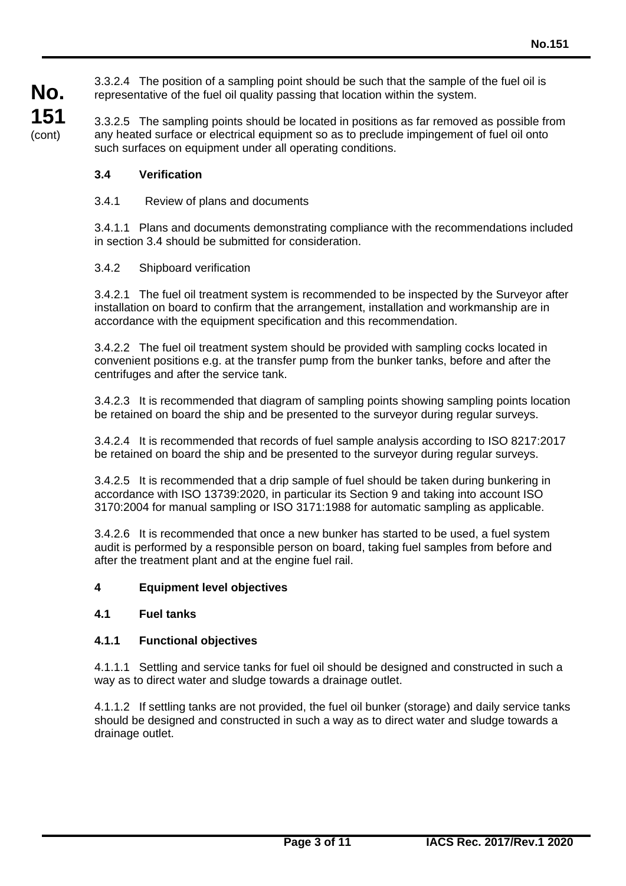3.3.2.4 The position of a sampling point should be such that the sample of the fuel oil is representative of the fuel oil quality passing that location within the system.

3.3.2.5 The sampling points should be located in positions as far removed as possible from any heated surface or electrical equipment so as to preclude impingement of fuel oil onto such surfaces on equipment under all operating conditions.

### 3.4 Verification

3.4.1 Review of plans and documents

3.4.1.1 Plans and documents demonstrating compliance with the recommendations included in section 3.4 should be submitted for consideration.

3.4.2 Shipboard verification

3.4.2.1 The fuel oil treatment system is recommended to be inspected by the Surveyor after installation on board to confirm that the arrangement, installation and workmanship are in accordance with the equipment specification and this recommendation.

3.4.2.2 The fuel oil treatment system should be provided with sampling cocks located in convenient positions e.g. at the transfer pump from the bunker tanks, before and after the centrifuges and after the service tank.

3.4.2.3 It is recommended that diagram of sampling points showing sampling points location be retained on board the ship and be presented to the surveyor during regular surveys.

3.4.2.4 It is recommended that records of fuel sample analysis according to ISO 8217:2017 be retained on board the ship and be presented to the surveyor during regular surveys.

3.4.2.5 It is recommended that a drip sample of fuel should be taken during bunkering in accordance with ISO 13739:2020, in particular its Section 9 and taking into account ISO 3170:2004 for manual sampling or ISO 3171:1988 for automatic sampling as applicable.

3.4.2.6 It is recommended that once a new bunker has started to be used, a fuel system audit is performed by a responsible person on board, taking fuel samples from before and after the treatment plant and at the engine fuel rail.

## 4 Equipment level objectives

### 4.1 Fuel tanks

#### 4.1.1 Functional objectives

4.1.1.1 Settling and service tanks for fuel oil should be designed and constructed in such a way as to direct water and sludge towards a drainage outlet.

4.1.1.2 If settling tanks are not provided, the fuel oil bunker (storage) and daily service tanks should be designed and constructed in such a way as to direct water and sludge towards a drainage outlet.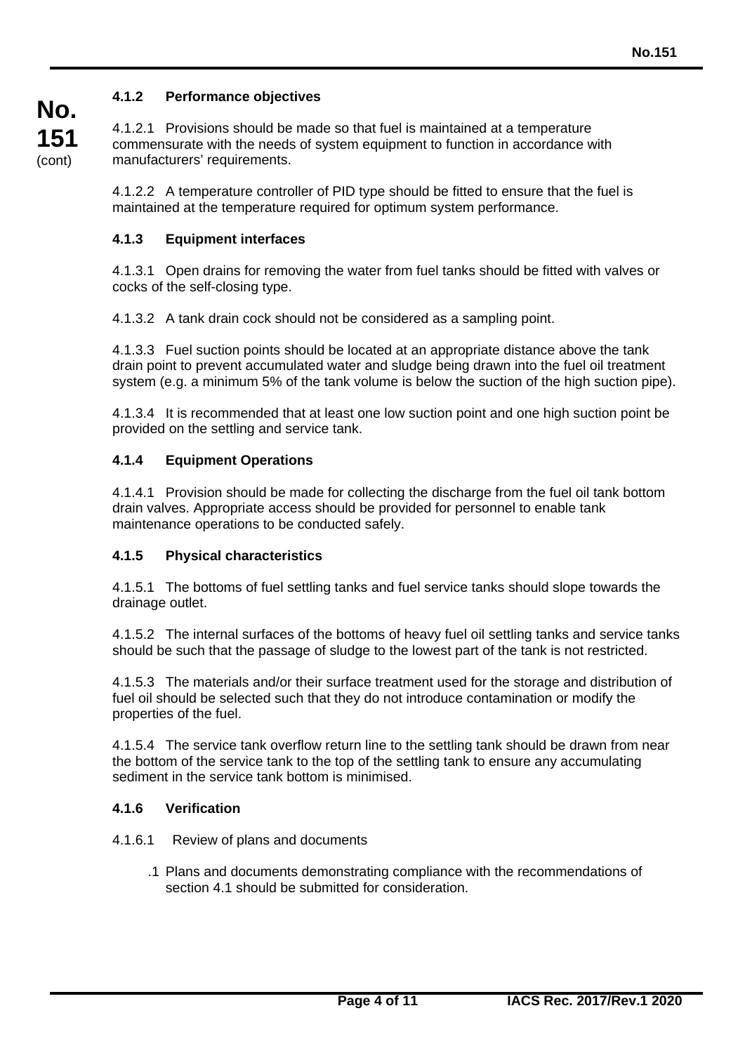#### 4.1.2 Performance objectives

4.1.2.1 Provisions should be made so that fuel is maintained at a temperature commensurate with the needs of system equipment to function in accordance with manufacturers' requirements.

4.1.2.2 A temperature controller of PID type should be fitted to ensure that the fuel is maintained at the temperature required for optimum system performance.

#### 4.1.3 Equipment interfaces

4.1.3.1 Open drains for removing the water from fuel tanks should be fitted with valves or cocks of the self-closing type.

4.1.3.2 A tank drain cock should not be considered as a sampling point.

4.1.3.3 Fuel suction points should be located at an appropriate distance above the tank drain point to prevent accumulated water and sludge being drawn into the fuel oil treatment system (e.g. a minimum 5% of the tank volume is below the suction of the high suction pipe).

4.1.3.4 It is recommended that at least one low suction point and one high suction point be provided on the settling and service tank.

#### 4.1.4 Equipment Operations

4.1.4.1 Provision should be made for collecting the discharge from the fuel oil tank bottom drain valves. Appropriate access should be provided for personnel to enable tank maintenance operations to be conducted safely.

#### 4.1.5 Physical characteristics

4.1.5.1 The bottoms of fuel settling tanks and fuel service tanks should slope towards the drainage outlet.

4.1.5.2 The internal surfaces of the bottoms of heavy fuel oil settling tanks and service tanks should be such that the passage of sludge to the lowest part of the tank is not restricted.

4.1.5.3 The materials and/or their surface treatment used for the storage and distribution of fuel oil should be selected such that they do not introduce contamination or modify the properties of the fuel.

4.1.5.4 The service tank overflow return line to the settling tank should be drawn from near the bottom of the service tank to the top of the settling tank to ensure any accumulating sediment in the service tank bottom is minimised.

#### 4.1.6 Verification

4.1.6.1 Review of plans and documents

.1 Plans and documents demonstrating compliance with the recommendations of section 4.1 should be submitted for consideration.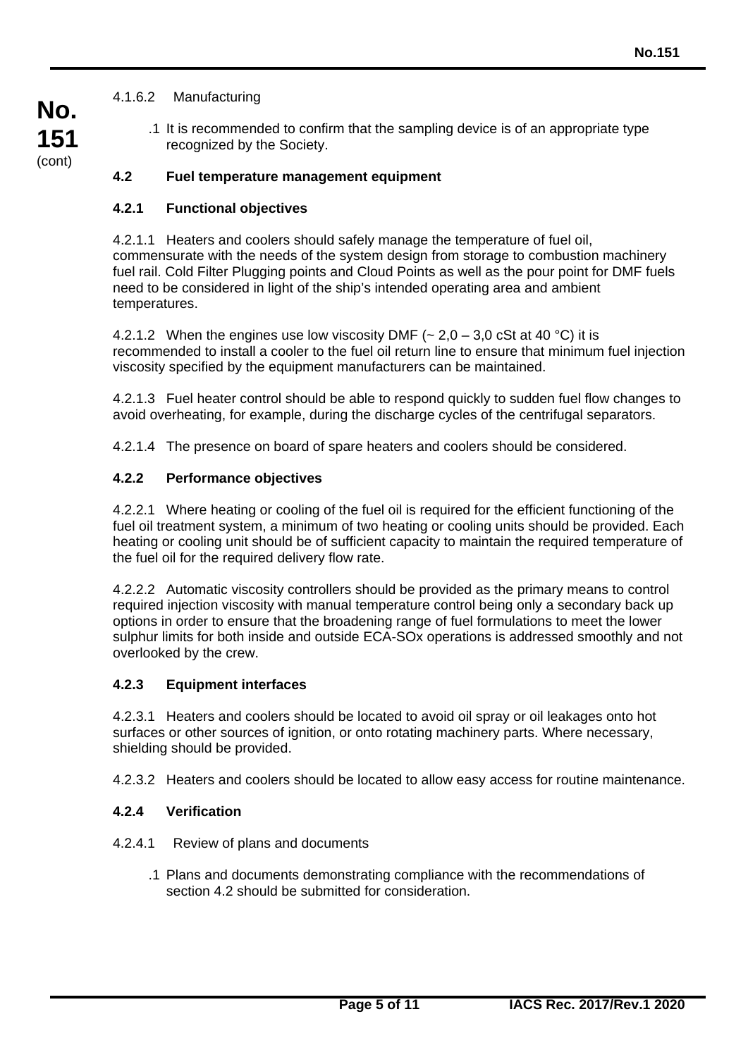4.1.6.2 Manufacturing

.1 It is recommended to confirm that the sampling device is of an appropriate type recognized by the Society.

### 4.2 Fuel temperature management equipment

#### 4.2.1 Functional objectives

4.2.1.1 Heaters and coolers should safely manage the temperature of fuel oil, commensurate with the needs of the system design from storage to combustion machinery fuel rail. Cold Filter Plugging points and Cloud Points as well as the pour point for DMF fuels need to be considered in light of the ship's intended operating area and ambient temperatures.

4.2.1.2 When the engines use low viscosity DMF (~ 2,0 – 3,0 cSt at 40 °C) it is recommended to install a cooler to the fuel oil return line to ensure that minimum fuel injection viscosity specified by the equipment manufacturers can be maintained.

4.2.1.3 Fuel heater control should be able to respond quickly to sudden fuel flow changes to avoid overheating, for example, during the discharge cycles of the centrifugal separators.

4.2.1.4 The presence on board of spare heaters and coolers should be considered.

#### 4.2.2 Performance objectives

4.2.2.1 Where heating or cooling of the fuel oil is required for the efficient functioning of the fuel oil treatment system, a minimum of two heating or cooling units should be provided. Each heating or cooling unit should be of sufficient capacity to maintain the required temperature of the fuel oil for the required delivery flow rate.

4.2.2.2 Automatic viscosity controllers should be provided as the primary means to control required injection viscosity with manual temperature control being only a secondary back up options in order to ensure that the broadening range of fuel formulations to meet the lower sulphur limits for both inside and outside ECA-SOx operations is addressed smoothly and not overlooked by the crew.

#### 4.2.3 Equipment interfaces

4.2.3.1 Heaters and coolers should be located to avoid oil spray or oil leakages onto hot surfaces or other sources of ignition, or onto rotating machinery parts. Where necessary, shielding should be provided.

4.2.3.2 Heaters and coolers should be located to allow easy access for routine maintenance.

#### 4.2.4 Verification

4.2.4.1 Review of plans and documents

.1 Plans and documents demonstrating compliance with the recommendations of section 4.2 should be submitted for consideration.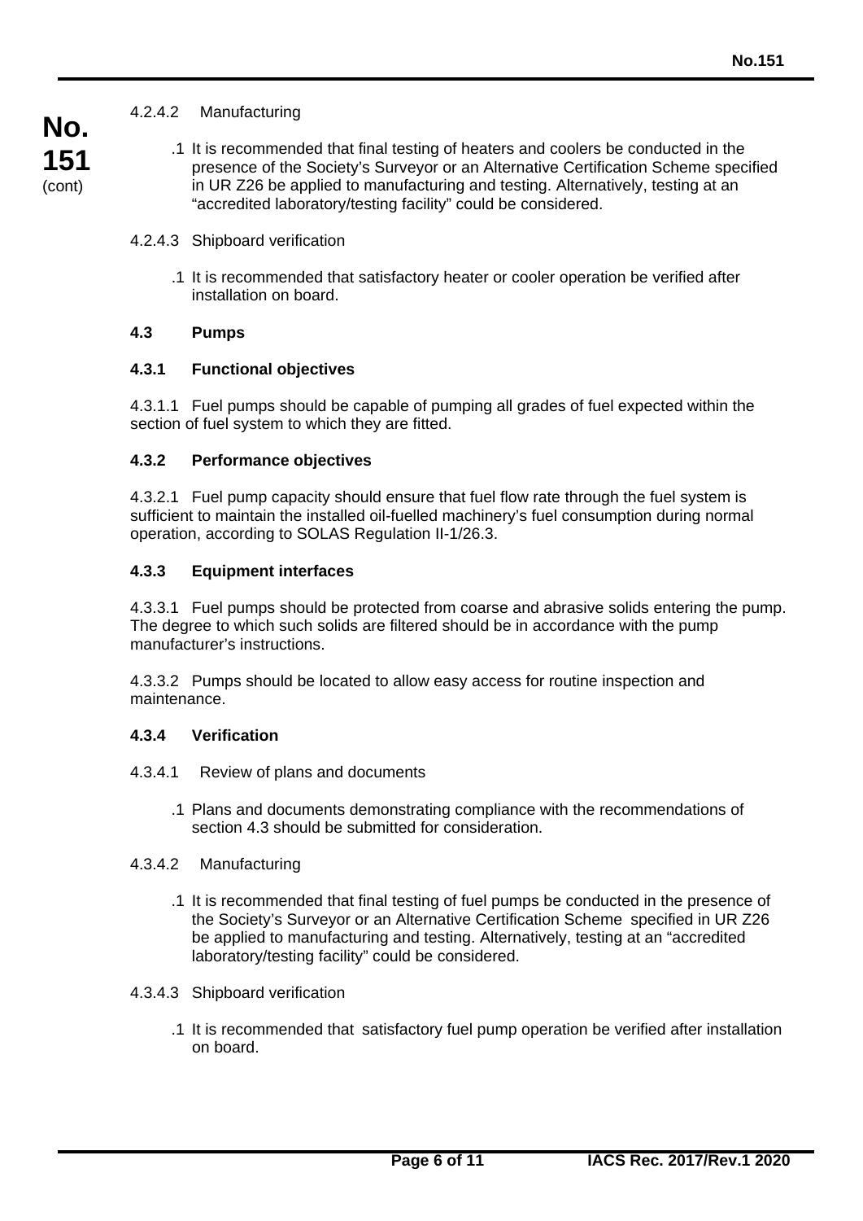4.2.4.2 Manufacturing

.1 It is recommended that final testing of heaters and coolers be conducted in the presence of the Society's Surveyor or an Alternative Certification Scheme specified in UR Z26 be applied to manufacturing and testing. Alternatively, testing at an "accredited laboratory/testing facility" could be considered.

4.2.4.3 Shipboard verification

.1 It is recommended that satisfactory heater or cooler operation be verified after installation on board.

## 4.3 Pumps

### 4.3.1 Functional objectives

4.3.1.1 Fuel pumps should be capable of pumping all grades of fuel expected within the section of fuel system to which they are fitted.

### 4.3.2 Performance objectives

4.3.2.1 Fuel pump capacity should ensure that fuel flow rate through the fuel system is sufficient to maintain the installed oil-fuelled machinery's fuel consumption during normal operation, according to SOLAS Regulation II-1/26.3.

### 4.3.3 Equipment interfaces

4.3.3.1 Fuel pumps should be protected from coarse and abrasive solids entering the pump. The degree to which such solids are filtered should be in accordance with the pump manufacturer's instructions.

4.3.3.2 Pumps should be located to allow easy access for routine inspection and maintenance.

### 4.3.4 Verification

4.3.4.1 Review of plans and documents

.1 Plans and documents demonstrating compliance with the recommendations of section 4.3 should be submitted for consideration.

4.3.4.2 Manufacturing

.1 It is recommended that final testing of fuel pumps be conducted in the presence of the Society's Surveyor or an Alternative Certification Scheme specified in UR Z26 be applied to manufacturing and testing. Alternatively, testing at an "accredited laboratory/testing facility" could be considered.

4.3.4.3 Shipboard verification

.1 It is recommended that satisfactory fuel pump operation be verified after installation on board.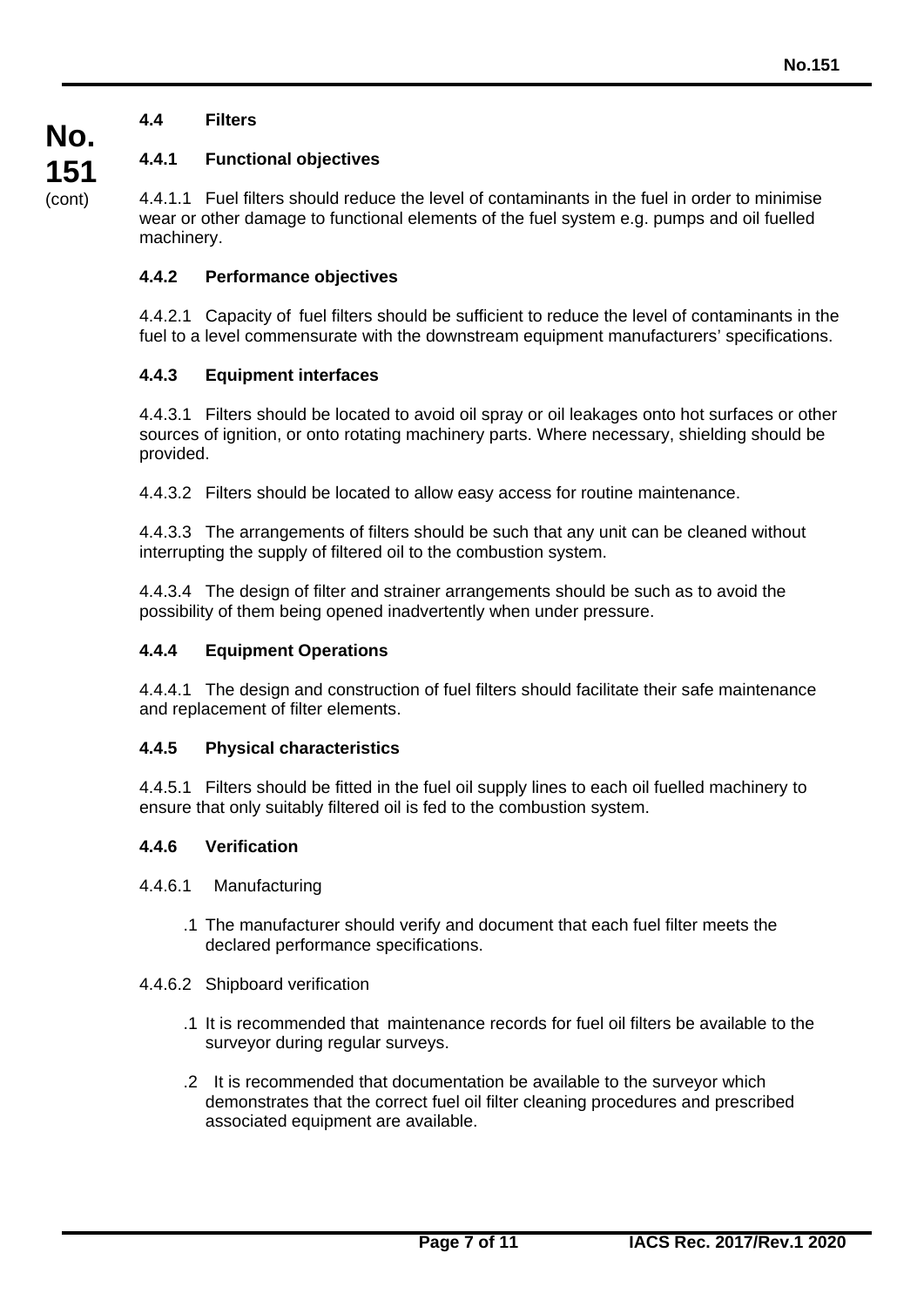### 4.4 Filters

#### 4.4.1 Functional objectives

4.4.1.1 Fuel filters should reduce the level of contaminants in the fuel in order to minimise wear or other damage to functional elements of the fuel system e.g. pumps and oil fuelled machinery.

#### 4.4.2 Performance objectives

4.4.2.1 Capacity of fuel filters should be sufficient to reduce the level of contaminants in the fuel to a level commensurate with the downstream equipment manufacturers' specifications.

#### 4.4.3 Equipment interfaces

4.4.3.1 Filters should be located to avoid oil spray or oil leakages onto hot surfaces or other sources of ignition, or onto rotating machinery parts. Where necessary, shielding should be provided.

4.4.3.2 Filters should be located to allow easy access for routine maintenance.

4.4.3.3 The arrangements of filters should be such that any unit can be cleaned without interrupting the supply of filtered oil to the combustion system.

4.4.3.4 The design of filter and strainer arrangements should be such as to avoid the possibility of them being opened inadvertently when under pressure.

#### 4.4.4 Equipment Operations

4.4.4.1 The design and construction of fuel filters should facilitate their safe maintenance and replacement of filter elements.

#### 4.4.5 Physical characteristics

4.4.5.1 Filters should be fitted in the fuel oil supply lines to each oil fuelled machinery to ensure that only suitably filtered oil is fed to the combustion system.

#### 4.4.6 Verification

4.4.6.1 Manufacturing

.1 The manufacturer should verify and document that each fuel filter meets the declared performance specifications.

4.4.6.2 Shipboard verification

.1 It is recommended that maintenance records for fuel oil filters be available to the surveyor during regular surveys.

.2 It is recommended that documentation be available to the surveyor which demonstrates that the correct fuel oil filter cleaning procedures and prescribed associated equipment are available.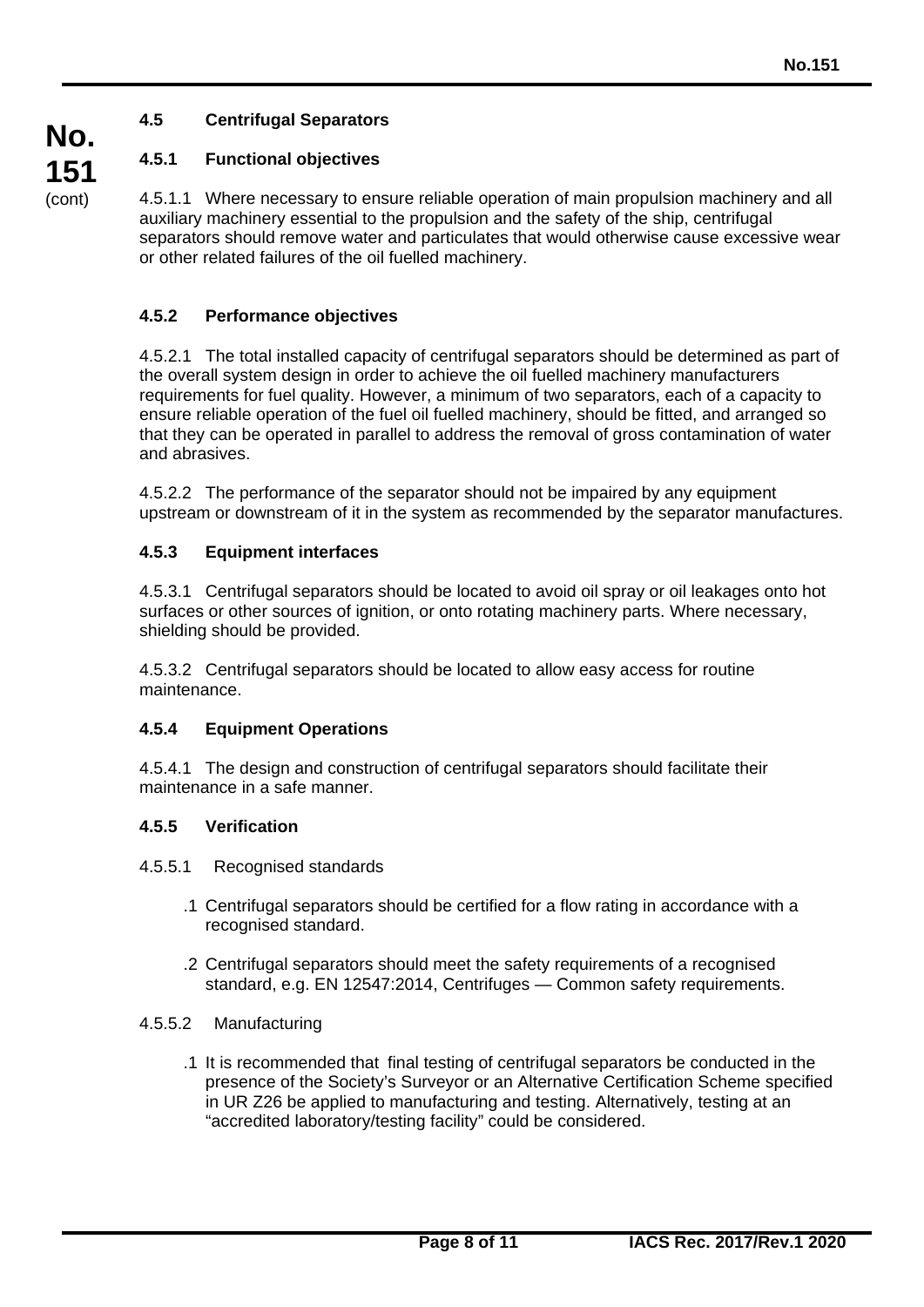### 4.5 Centrifugal Separators

#### 4.5.1 Functional objectives

4.5.1.1 Where necessary to ensure reliable operation of main propulsion machinery and all auxiliary machinery essential to the propulsion and the safety of the ship, centrifugal separators should remove water and particulates that would otherwise cause excessive wear or other related failures of the oil fuelled machinery.

#### 4.5.2 Performance objectives

4.5.2.1 The total installed capacity of centrifugal separators should be determined as part of the overall system design in order to achieve the oil fuelled machinery manufacturers requirements for fuel quality. However, a minimum of two separators, each of a capacity to ensure reliable operation of the fuel oil fuelled machinery, should be fitted, and arranged so that they can be operated in parallel to address the removal of gross contamination of water and abrasives.

4.5.2.2 The performance of the separator should not be impaired by any equipment upstream or downstream of it in the system as recommended by the separator manufactures.

#### 4.5.3 Equipment interfaces

4.5.3.1 Centrifugal separators should be located to avoid oil spray or oil leakages onto hot surfaces or other sources of ignition, or onto rotating machinery parts. Where necessary, shielding should be provided.

4.5.3.2 Centrifugal separators should be located to allow easy access for routine maintenance.

#### 4.5.4 Equipment Operations

4.5.4.1 The design and construction of centrifugal separators should facilitate their maintenance in a safe manner.

#### 4.5.5 Verification

4.5.5.1 Recognised standards

.1 Centrifugal separators should be certified for a flow rating in accordance with a recognised standard.

.2 Centrifugal separators should meet the safety requirements of a recognised standard, e.g. EN 12547:2014, Centrifuges — Common safety requirements.

4.5.5.2 Manufacturing

.1 It is recommended that final testing of centrifugal separators be conducted in the presence of the Society's Surveyor or an Alternative Certification Scheme specified in UR Z26 be applied to manufacturing and testing. Alternatively, testing at an "accredited laboratory/testing facility" could be considered.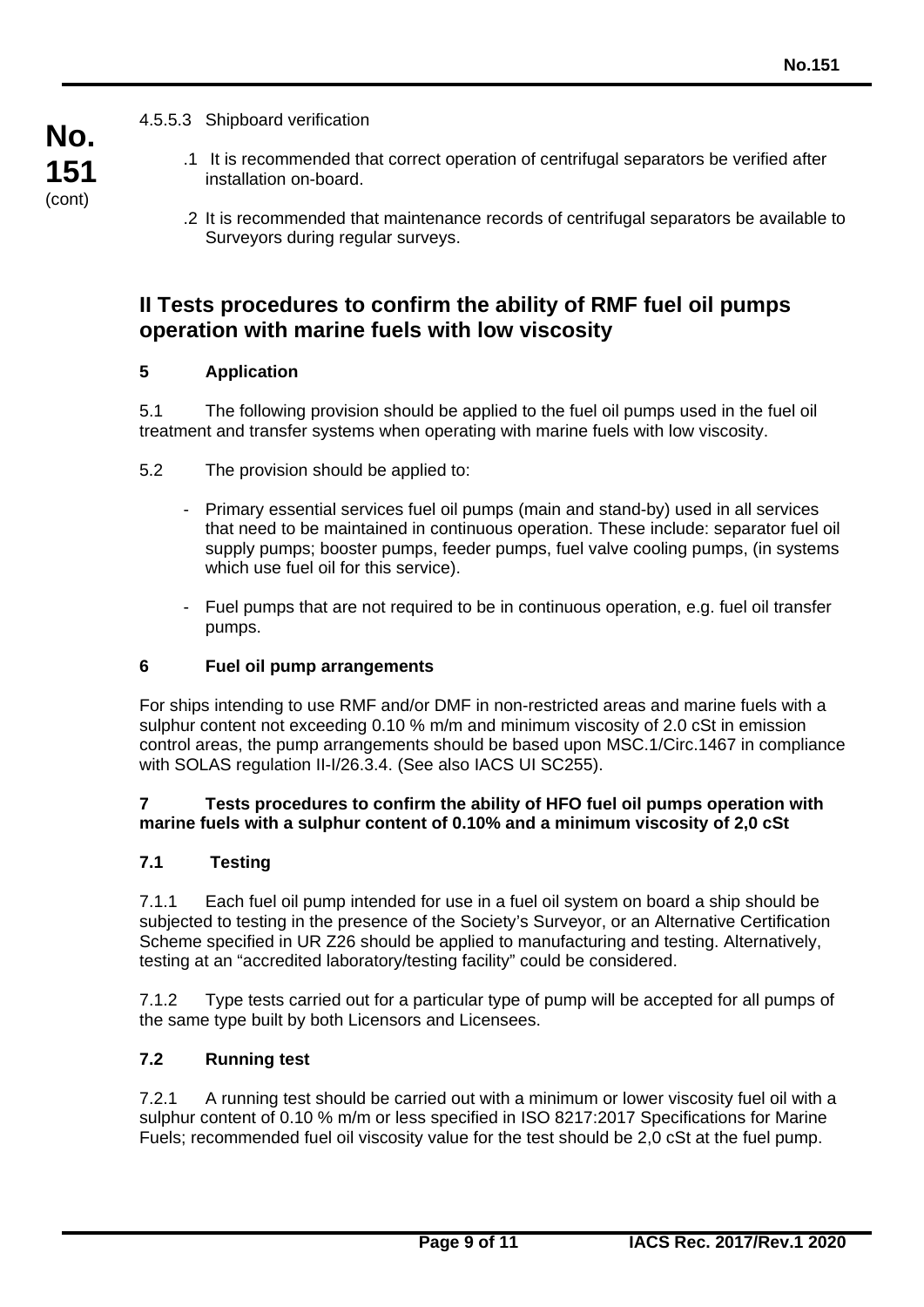4.5.5.3 Shipboard verification

.1 It is recommended that correct operation of centrifugal separators be verified after installation on-board.

.2 It is recommended that maintenance records of centrifugal separators be available to Surveyors during regular surveys.

## II Tests procedures to confirm the ability of RMF fuel oil pumps operation with marine fuels with low viscosity

### 5 Application

5.1 The following provision should be applied to the fuel oil pumps used in the fuel oil treatment and transfer systems when operating with marine fuels with low viscosity.

5.2 The provision should be applied to:

- Primary essential services fuel oil pumps (main and stand-by) used in all services that need to be maintained in continuous operation. These include: separator fuel oil supply pumps; booster pumps, feeder pumps, fuel valve cooling pumps, (in systems which use fuel oil for this service).
- Fuel pumps that are not required to be in continuous operation, e.g. fuel oil transfer pumps.

### 6 Fuel oil pump arrangements

For ships intending to use RMF and/or DMF in non-restricted areas and marine fuels with a sulphur content not exceeding 0.10 % m/m and minimum viscosity of 2.0 cSt in emission control areas, the pump arrangements should be based upon MSC.1/Circ.1467 in compliance with SOLAS regulation II-I/26.3.4. (See also IACS UI SC255).

### 7 Tests procedures to confirm the ability of HFO fuel oil pumps operation with marine fuels with a sulphur content of 0.10% and a minimum viscosity of 2,0 cSt

#### 7.1 Testing

7.1.1 Each fuel oil pump intended for use in a fuel oil system on board a ship should be subjected to testing in the presence of the Society's Surveyor, or an Alternative Certification Scheme specified in UR Z26 should be applied to manufacturing and testing. Alternatively, testing at an "accredited laboratory/testing facility" could be considered.

7.1.2 Type tests carried out for a particular type of pump will be accepted for all pumps of the same type built by both Licensors and Licensees.

#### 7.2 Running test

7.2.1 A running test should be carried out with a minimum or lower viscosity fuel oil with a sulphur content of 0.10 % m/m or less specified in ISO 8217:2017 Specifications for Marine Fuels; recommended fuel oil viscosity value for the test should be 2,0 cSt at the fuel pump.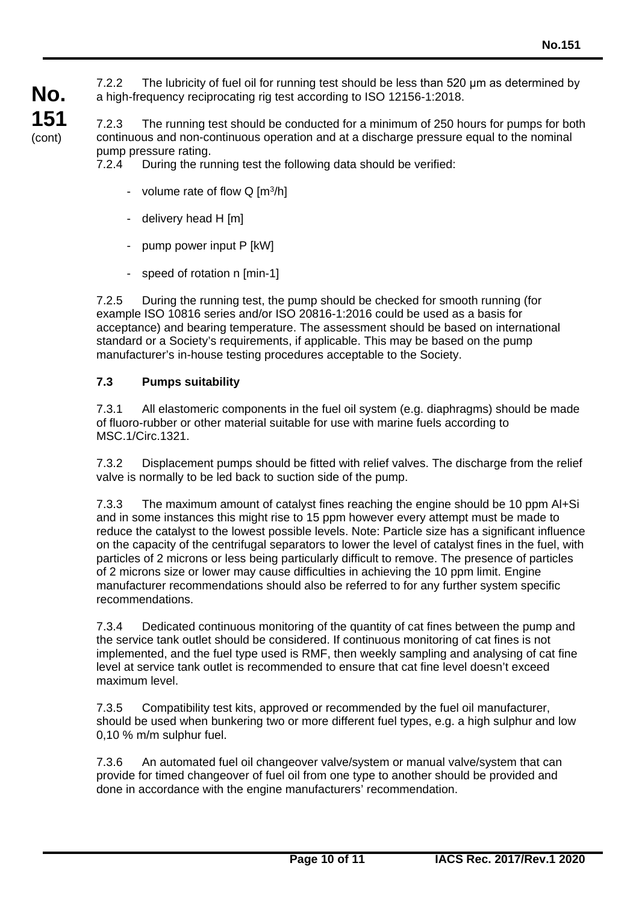7.2.2 The lubricity of fuel oil for running test should be less than 520 µm as determined by a high-frequency reciprocating rig test according to ISO 12156-1:2018.

7.2.3 The running test should be conducted for a minimum of 250 hours for pumps for both continuous and non-continuous operation and at a discharge pressure equal to the nominal pump pressure rating.

7.2.4 During the running test the following data should be verified:

- volume rate of flow Q [$m^3$/h]
- delivery head H [m]
- pump power input P [kW]
- speed of rotation n [min-1]

7.2.5 During the running test, the pump should be checked for smooth running (for example ISO 10816 series and/or ISO 20816-1:2016 could be used as a basis for acceptance) and bearing temperature. The assessment should be based on international standard or a Society's requirements, if applicable. This may be based on the pump manufacturer's in-house testing procedures acceptable to the Society.

### 7.3 Pumps suitability

7.3.1 All elastomeric components in the fuel oil system (e.g. diaphragms) should be made of fluoro-rubber or other material suitable for use with marine fuels according to MSC.1/Circ.1321.

7.3.2 Displacement pumps should be fitted with relief valves. The discharge from the relief valve is normally to be led back to suction side of the pump.

7.3.3 The maximum amount of catalyst fines reaching the engine should be 10 ppm Al+Si and in some instances this might rise to 15 ppm however every attempt must be made to reduce the catalyst to the lowest possible levels. Note: Particle size has a significant influence on the capacity of the centrifugal separators to lower the level of catalyst fines in the fuel, with particles of 2 microns or less being particularly difficult to remove. The presence of particles of 2 microns size or lower may cause difficulties in achieving the 10 ppm limit. Engine manufacturer recommendations should also be referred to for any further system specific recommendations.

7.3.4 Dedicated continuous monitoring of the quantity of cat fines between the pump and the service tank outlet should be considered. If continuous monitoring of cat fines is not implemented, and the fuel type used is RMF, then weekly sampling and analysing of cat fine level at service tank outlet is recommended to ensure that cat fine level doesn't exceed maximum level.

7.3.5 Compatibility test kits, approved or recommended by the fuel oil manufacturer, should be used when bunkering two or more different fuel types, e.g. a high sulphur and low 0,10 % m/m sulphur fuel.

7.3.6 An automated fuel oil changeover valve/system or manual valve/system that can provide for timed changeover of fuel oil from one type to another should be provided and done in accordance with the engine manufacturers' recommendation.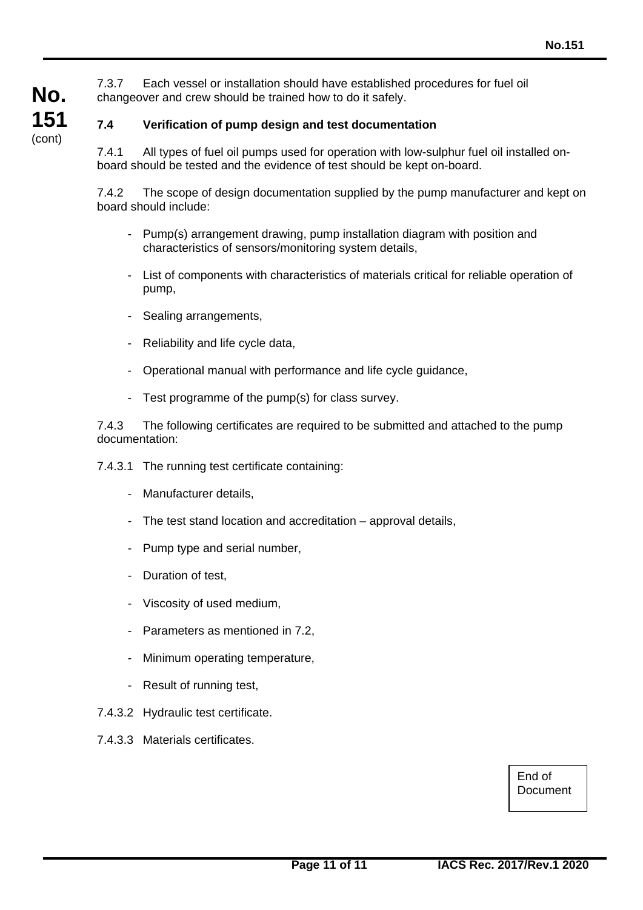7.3.7 Each vessel or installation should have established procedures for fuel oil changeover and crew should be trained how to do it safely.

### 7.4 Verification of pump design and test documentation

7.4.1 All types of fuel oil pumps used for operation with low-sulphur fuel oil installed on-board should be tested and the evidence of test should be kept on-board.

7.4.2 The scope of design documentation supplied by the pump manufacturer and kept on board should include:

- Pump(s) arrangement drawing, pump installation diagram with position and characteristics of sensors/monitoring system details,
- List of components with characteristics of materials critical for reliable operation of pump,
- Sealing arrangements,
- Reliability and life cycle data,
- Operational manual with performance and life cycle guidance,
- Test programme of the pump(s) for class survey.

7.4.3 The following certificates are required to be submitted and attached to the pump documentation:

7.4.3.1 The running test certificate containing:

- Manufacturer details,
- The test stand location and accreditation – approval details,
- Pump type and serial number,
- Duration of test,
- Viscosity of used medium,
- Parameters as mentioned in 7.2,
- Minimum operating temperature,
- Result of running test,

7.4.3.2 Hydraulic test certificate.

7.4.3.3 Materials certificates.

End of Document